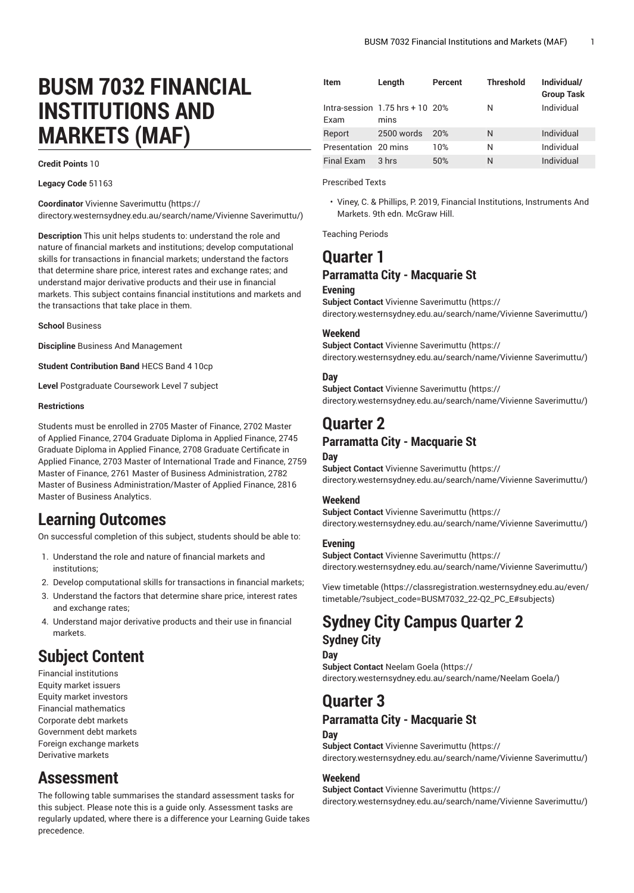# BUSM 7032 FINANCIAL INSTITUTIONS AND MARKETS (MAF)

**Credit Points** 10

**Legacy Code** 51163

**Coordinator** Vivienne Saverimuttu (https://directory.westernsydney.edu.au/search/name/Vivienne Saverimuttu/)

**Description** This unit helps students to: understand the role and nature of financial markets and institutions; develop computational skills for transactions in financial markets; understand the factors that determine share price, interest rates and exchange rates; and understand major derivative products and their use in financial markets. This subject contains financial institutions and markets and the transactions that take place in them.

**School** Business

**Discipline** Business And Management

**Student Contribution Band** HECS Band 4 10cp

**Level** Postgraduate Coursework Level 7 subject

**Restrictions**

Students must be enrolled in 2705 Master of Finance, 2702 Master of Applied Finance, 2704 Graduate Diploma in Applied Finance, 2745 Graduate Diploma in Applied Finance, 2708 Graduate Certificate in Applied Finance, 2703 Master of International Trade and Finance, 2759 Master of Finance, 2761 Master of Business Administration, 2782 Master of Business Administration/Master of Applied Finance, 2816 Master of Business Analytics.

## Learning Outcomes

On successful completion of this subject, students should be able to:

1. Understand the role and nature of financial markets and institutions;
2. Develop computational skills for transactions in financial markets;
3. Understand the factors that determine share price, interest rates and exchange rates;
4. Understand major derivative products and their use in financial markets.

## Subject Content

Financial institutions
Equity market issuers
Equity market investors
Financial mathematics
Corporate debt markets
Government debt markets
Foreign exchange markets
Derivative markets

## Assessment

The following table summarises the standard assessment tasks for this subject. Please note this is a guide only. Assessment tasks are regularly updated, where there is a difference your Learning Guide takes precedence.

| Item | Length | Percent | Threshold | Individual/ Group Task |
|---|---|---|---|---|
| Intra-session Exam | 1.75 hrs + 10 mins | 20% | N | Individual |
| Report | 2500 words | 20% | N | Individual |
| Presentation | 20 mins | 10% | N | Individual |
| Final Exam | 3 hrs | 50% | N | Individual |

Prescribed Texts

- Viney, C. & Phillips, P. 2019, Financial Institutions, Instruments And Markets. 9th edn. McGraw Hill.

Teaching Periods

## Quarter 1

### Parramatta City - Macquarie St

#### Evening

**Subject Contact** Vivienne Saverimuttu (https://directory.westernsydney.edu.au/search/name/Vivienne Saverimuttu/)

#### Weekend

**Subject Contact** Vivienne Saverimuttu (https://directory.westernsydney.edu.au/search/name/Vivienne Saverimuttu/)

#### Day

**Subject Contact** Vivienne Saverimuttu (https://directory.westernsydney.edu.au/search/name/Vivienne Saverimuttu/)

## Quarter 2

### Parramatta City - Macquarie St

#### Day

**Subject Contact** Vivienne Saverimuttu (https://directory.westernsydney.edu.au/search/name/Vivienne Saverimuttu/)

#### Weekend

**Subject Contact** Vivienne Saverimuttu (https://directory.westernsydney.edu.au/search/name/Vivienne Saverimuttu/)

#### Evening

**Subject Contact** Vivienne Saverimuttu (https://directory.westernsydney.edu.au/search/name/Vivienne Saverimuttu/)

View timetable (https://classregistration.westernsydney.edu.au/even/timetable/?subject_code=BUSM7032_22-Q2_PC_E#subjects)

## Sydney City Campus Quarter 2

### Sydney City

#### Day

**Subject Contact** Neelam Goela (https://directory.westernsydney.edu.au/search/name/Neelam Goela/)

## Quarter 3

### Parramatta City - Macquarie St

#### Day

**Subject Contact** Vivienne Saverimuttu (https://directory.westernsydney.edu.au/search/name/Vivienne Saverimuttu/)

#### Weekend

**Subject Contact** Vivienne Saverimuttu (https://directory.westernsydney.edu.au/search/name/Vivienne Saverimuttu/)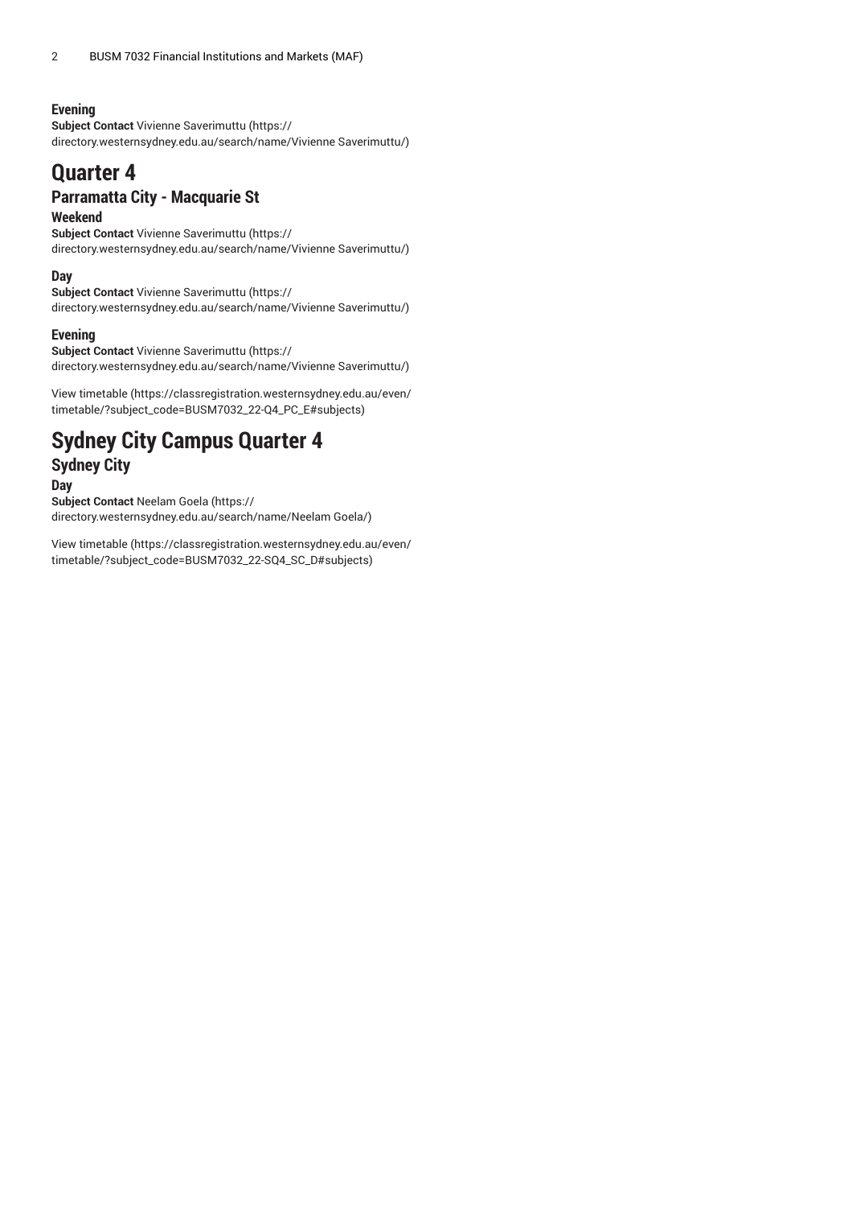#### Evening

**Subject Contact** Vivienne Saverimuttu (https://directory.westernsydney.edu.au/search/name/Vivienne Saverimuttu/)

## Quarter 4

### Parramatta City - Macquarie St

#### Weekend

**Subject Contact** Vivienne Saverimuttu (https://directory.westernsydney.edu.au/search/name/Vivienne Saverimuttu/)

#### Day

**Subject Contact** Vivienne Saverimuttu (https://directory.westernsydney.edu.au/search/name/Vivienne Saverimuttu/)

#### Evening

**Subject Contact** Vivienne Saverimuttu (https://directory.westernsydney.edu.au/search/name/Vivienne Saverimuttu/)

View timetable (https://classregistration.westernsydney.edu.au/even/timetable/?subject_code=BUSM7032_22-Q4_PC_E#subjects)

## Sydney City Campus Quarter 4

### Sydney City

#### Day

**Subject Contact** Neelam Goela (https://directory.westernsydney.edu.au/search/name/Neelam Goela/)

View timetable (https://classregistration.westernsydney.edu.au/even/timetable/?subject_code=BUSM7032_22-SQ4_SC_D#subjects)